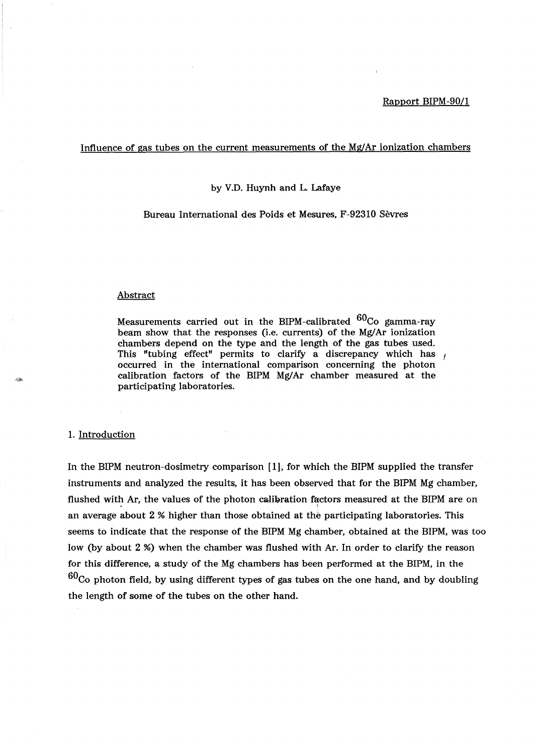Rapport BIPM-90/1

# Influence of gas tubes on the current measurements of the Mg/Ar ionization chambers

by V.D. Huynh and L. Lafaye

Bureau International des Poids et Mesures, F-92310 Sèvres

## Abstract

Measurements carried out in the BIPM-calibrated $^{60}Co$ gamma-ray beam show that the responses (i.e. currents) of the Mg/Ar ionization chambers depend on the type and the length of the gas tubes used. This "tubing effect" permits to clarify a discrepancy which has occurred in the international comparison concerning the photon calibration factors of the BIPM Mg/Ar chamber measured at the participating laboratories.

## 1. Introduction

In the BIPM neutron-dosimetry comparison [1], for which the BIPM supplied the transfer instruments and analyzed the results, it has been observed that for the BIPM Mg chamber, flushed with Ar, the values of the photon calibration factors measured at the BIPM are on an average about 2 % higher than those obtained at the participating laboratories. This seems to indicate that the response of the BIPM Mg chamber, obtained at the BIPM, was too low (by about 2 %) when the chamber was flushed with Ar. In order to clarify the reason for this difference, a study of the Mg chambers has been performed at the BIPM, in the $^{60}Co$ photon field, by using different types of gas tubes on the one hand, and by doubling the length of some of the tubes on the other hand.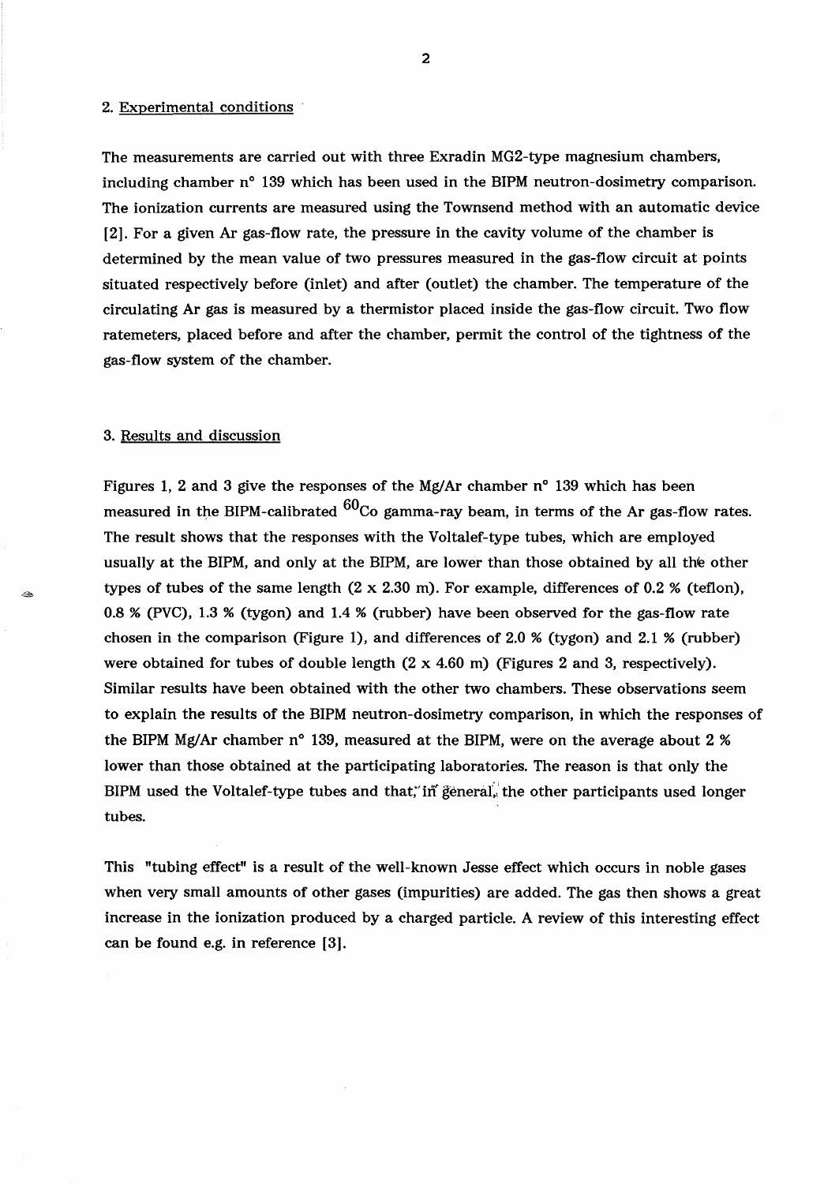## 2. Experimental conditions

The measurements are carried out with three Exradin MG2-type magnesium chambers, including chamber n° 139 which has been used in the BIPM neutron-dosimetry comparison. The ionization currents are measured using the Townsend method with an automatic device [2]. For a given Ar gas-flow rate, the pressure in the cavity volume of the chamber is determined by the mean value of two pressures measured in the gas-flow circuit at points situated respectively before (inlet) and after (outlet) the chamber. The temperature of the circulating Ar gas is measured by a thermistor placed inside the gas-flow circuit. Two flow ratemeters, placed before and after the chamber, permit the control of the tightness of the gas-flow system of the chamber.

## 3. Results and discussion

Figures 1, 2 and 3 give the responses of the Mg/Ar chamber n° 139 which has been measured in the BIPM-calibrated $^{60}$Co gamma-ray beam, in terms of the Ar gas-flow rates. The result shows that the responses with the Voltalef-type tubes, which are employed usually at the BIPM, and only at the BIPM, are lower than those obtained by all the other types of tubes of the same length (2 x 2.30 m). For example, differences of 0.2 % (teflon), 0.8 % (PVC), 1.3 % (tygon) and 1.4 % (rubber) have been observed for the gas-flow rate chosen in the comparison (Figure 1), and differences of 2.0 % (tygon) and 2.1 % (rubber) were obtained for tubes of double length (2 x 4.60 m) (Figures 2 and 3, respectively). Similar results have been obtained with the other two chambers. These observations seem to explain the results of the BIPM neutron-dosimetry comparison, in which the responses of the BIPM Mg/Ar chamber n° 139, measured at the BIPM, were on the average about 2 % lower than those obtained at the participating laboratories. The reason is that only the BIPM used the Voltalef-type tubes and that, in general, the other participants used longer tubes.

This "tubing effect" is a result of the well-known Jesse effect which occurs in noble gases when very small amounts of other gases (impurities) are added. The gas then shows a great increase in the ionization produced by a charged particle. A review of this interesting effect can be found e.g. in reference [3].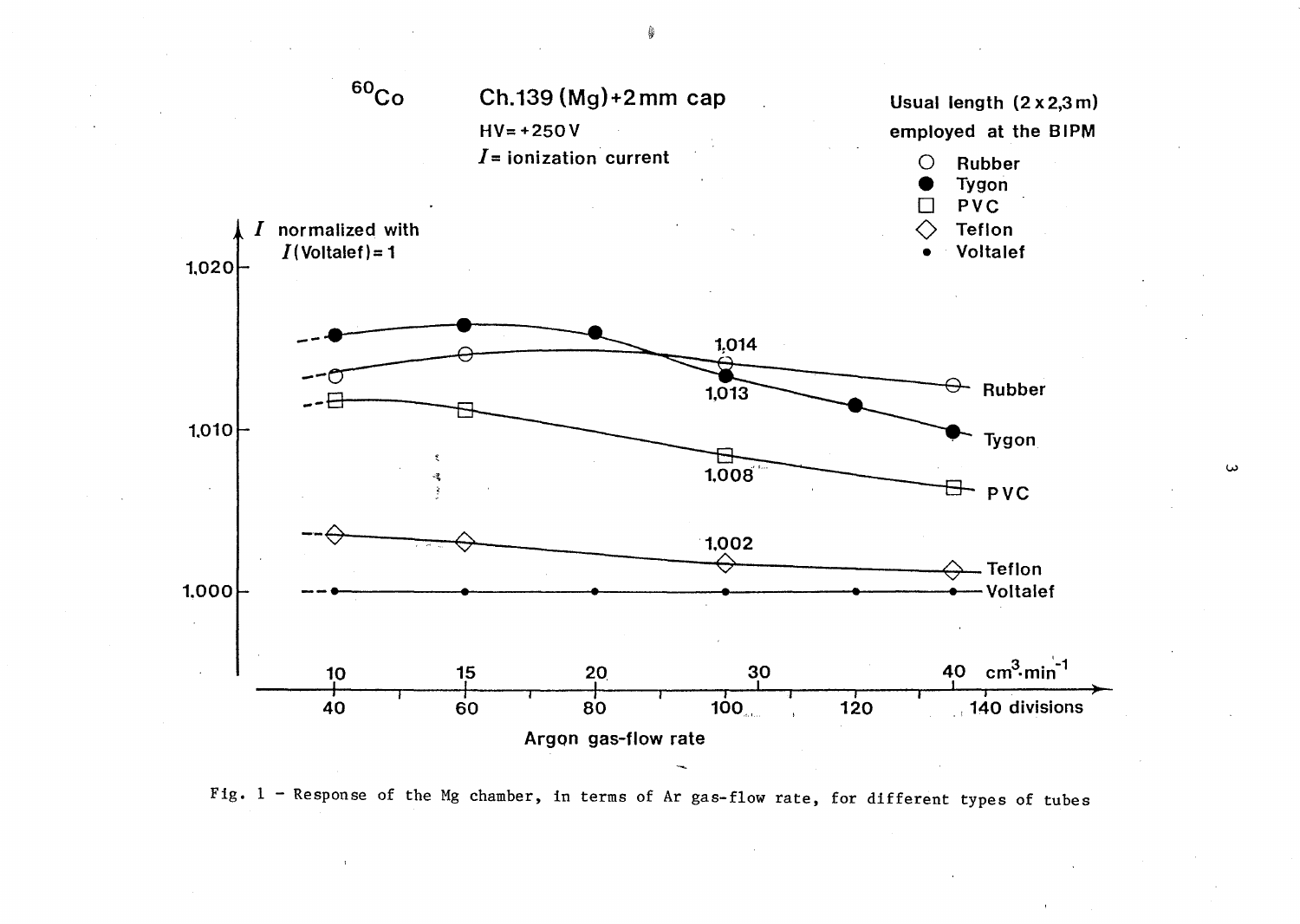Fig. 1 - Response of the Mg chamber, in terms of Ar gas-flow rate, for different types of tubes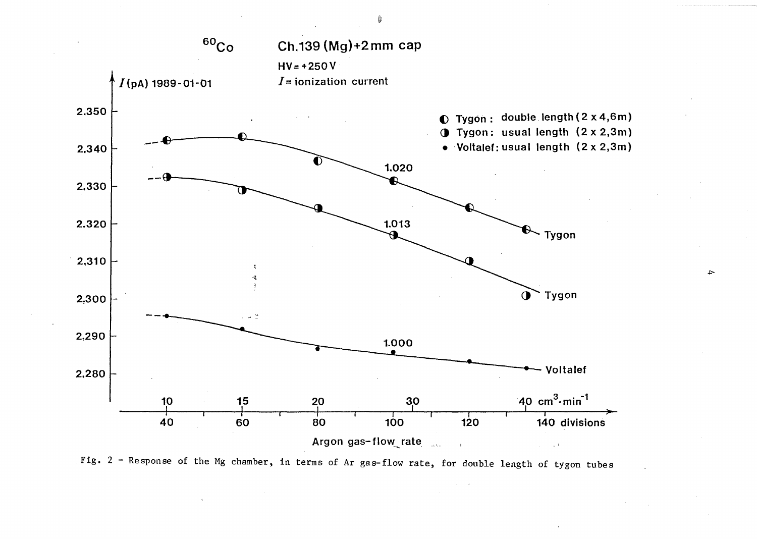$^{60}Co$ Ch.139 (Mg)+2mm cap

HV= +250 V

$I$ = ionization current

$I$ (pA) 1989-01-01

- ◐ Tygon: double length (2 x 4,6m)
- ◑ Tygon: usual length (2 x 2,3m)
- • Voltalef: usual length (2 x 2,3m)

Argon gas-flow rate: 10, 15, 20, 30, 40 $cm^3 \cdot min^{-1}$; 40, 60, 80, 100, 120, 140 divisions

Fig. 2 - Response of the Mg chamber, in terms of Ar gas-flow rate, for double length of tygon tubes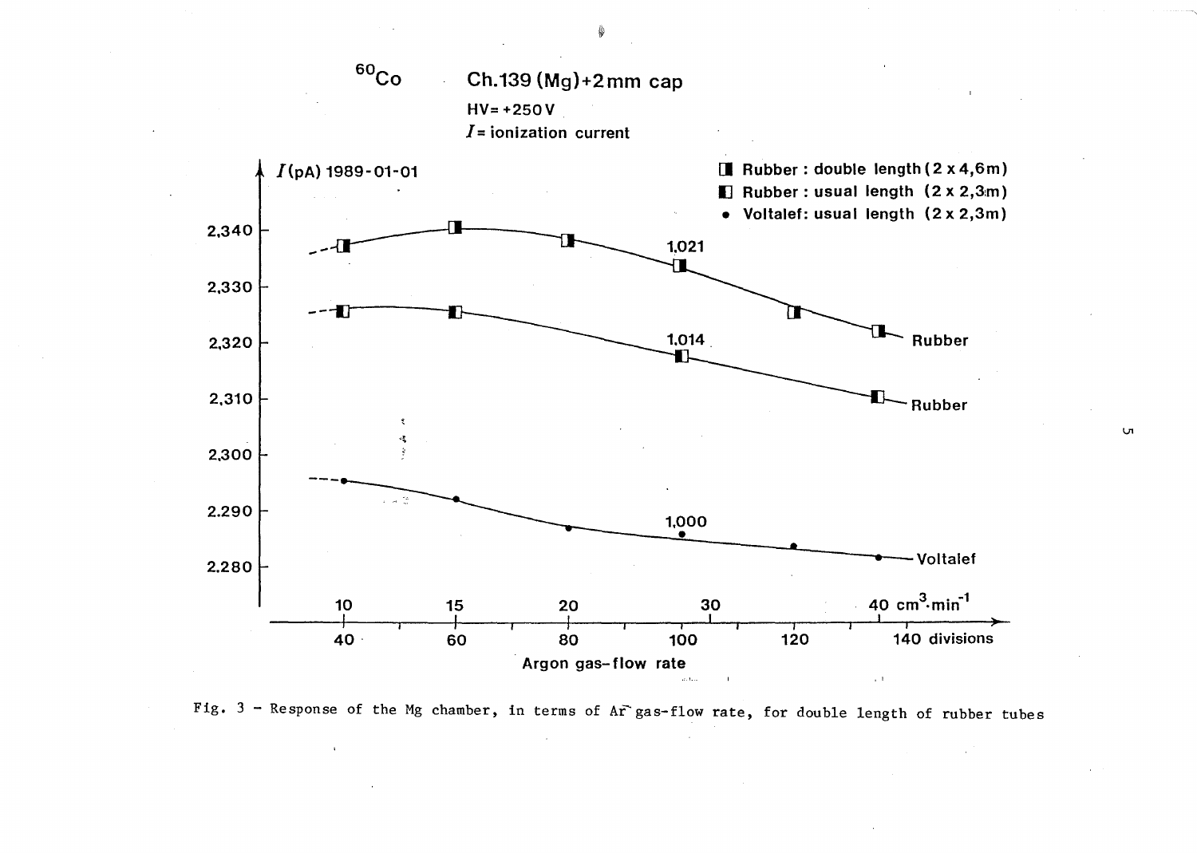$^{60}Co$ Ch.139 (Mg)+2 mm cap

HV= +250 V

$I$ = ionization current

$I$ (pA) 1989-01-01

- Rubber : double length (2 x 4,6m)
- Rubber : usual length (2 x 2,3m)
- • Voltalef: usual length (2 x 2,3m)

2,340 / 2,330 / 2,320 / 2,310 / 2,300 / 2,290 / 2,280

1,021 — Rubber

1,014 — Rubber

1,000 — Voltalef

10 15 20 30 40 $cm^3 \cdot min^{-1}$

40 60 80 100 120 140 divisions

Argon gas-flow rate

Fig. 3 - Response of the Mg chamber, in terms of Ar gas-flow rate, for double length of rubber tubes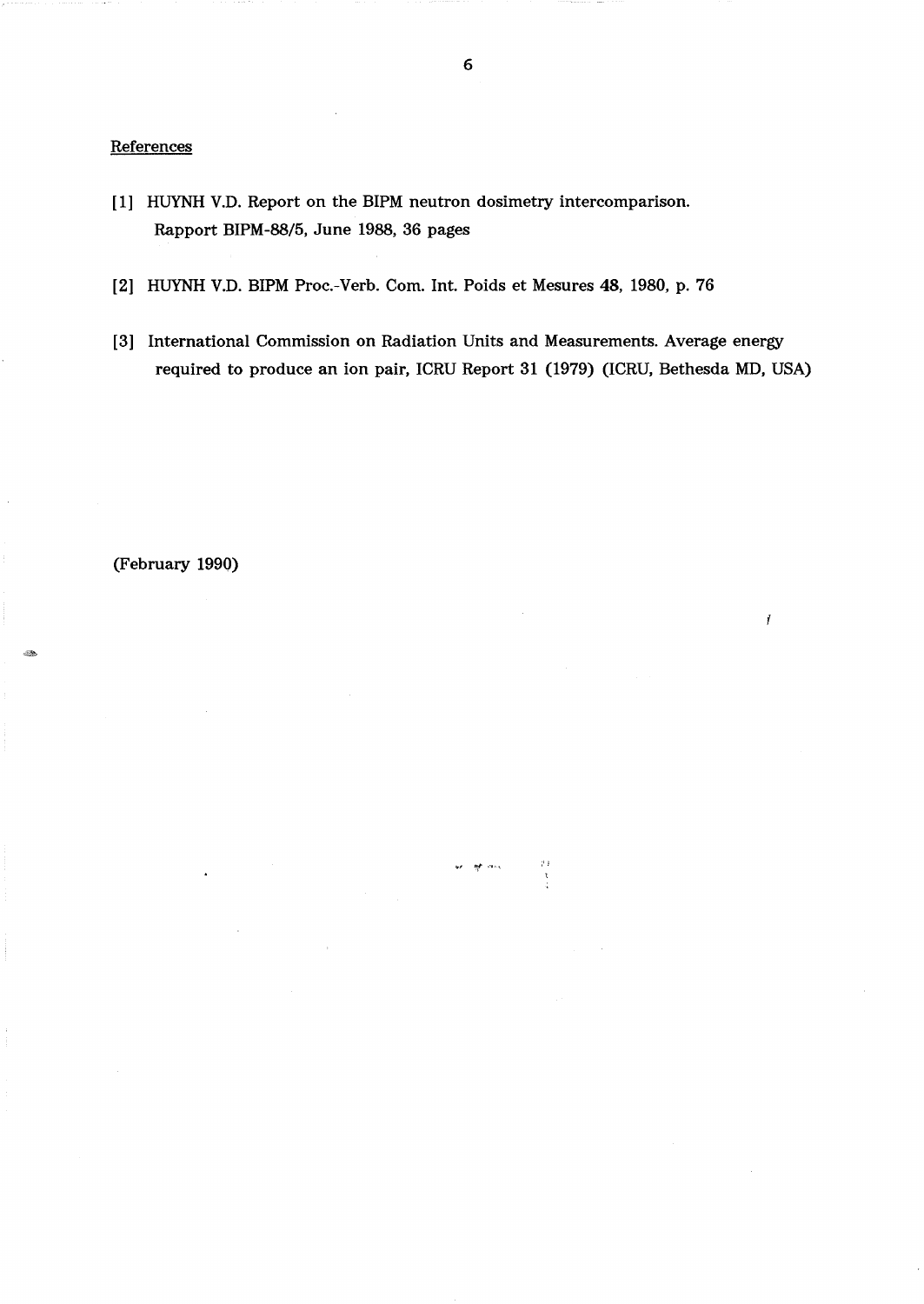## References

[1] HUYNH V.D. Report on the BIPM neutron dosimetry intercomparison. Rapport BIPM-88/5, June 1988, 36 pages

[2] HUYNH V.D. BIPM Proc.-Verb. Com. Int. Poids et Mesures **48**, 1980, p. 76

[3] International Commission on Radiation Units and Measurements. Average energy required to produce an ion pair, ICRU Report 31 (1979) (ICRU, Bethesda MD, USA)

(February 1990)